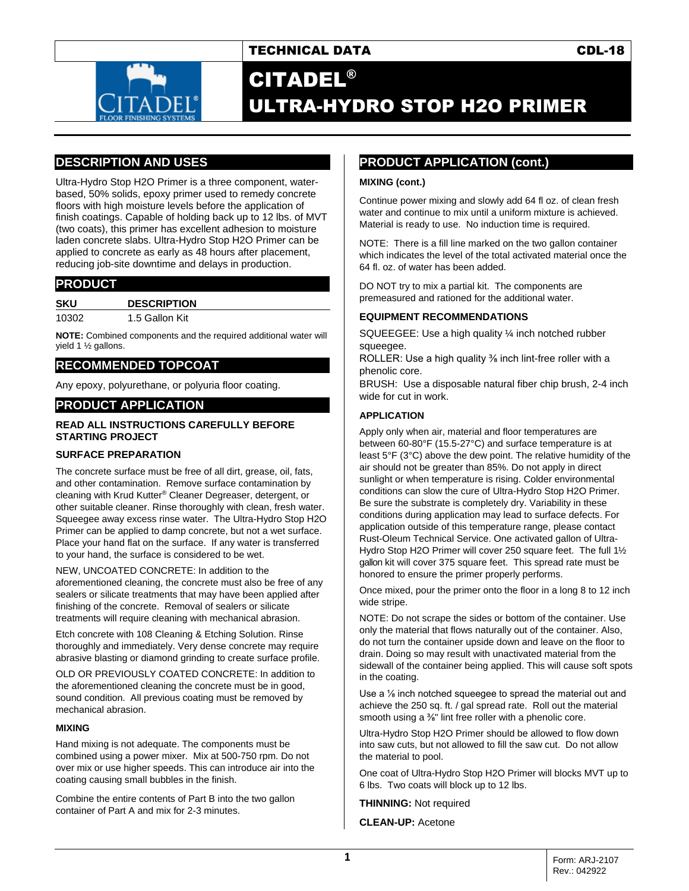TECHNICAL DATA CDL-18

# CITADEL®
# ULTRA-HYDRO STOP H2O PRIMER

## DESCRIPTION AND USES

Ultra-Hydro Stop H2O Primer is a three component, water-based, 50% solids, epoxy primer used to remedy concrete floors with high moisture levels before the application of finish coatings. Capable of holding back up to 12 lbs. of MVT (two coats), this primer has excellent adhesion to moisture laden concrete slabs. Ultra-Hydro Stop H2O Primer can be applied to concrete as early as 48 hours after placement, reducing job-site downtime and delays in production.

## PRODUCT

| SKU | DESCRIPTION |
|---|---|
| 10302 | 1.5 Gallon Kit |

**NOTE:** Combined components and the required additional water will yield 1 ½ gallons.

## RECOMMENDED TOPCOAT

Any epoxy, polyurethane, or polyuria floor coating.

## PRODUCT APPLICATION

**READ ALL INSTRUCTIONS CAREFULLY BEFORE STARTING PROJECT**

### SURFACE PREPARATION

The concrete surface must be free of all dirt, grease, oil, fats, and other contamination. Remove surface contamination by cleaning with Krud Kutter® Cleaner Degreaser, detergent, or other suitable cleaner. Rinse thoroughly with clean, fresh water. Squeegee away excess rinse water. The Ultra-Hydro Stop H2O Primer can be applied to damp concrete, but not a wet surface. Place your hand flat on the surface. If any water is transferred to your hand, the surface is considered to be wet.

NEW, UNCOATED CONCRETE: In addition to the aforementioned cleaning, the concrete must also be free of any sealers or silicate treatments that may have been applied after finishing of the concrete. Removal of sealers or silicate treatments will require cleaning with mechanical abrasion.

Etch concrete with 108 Cleaning & Etching Solution. Rinse thoroughly and immediately. Very dense concrete may require abrasive blasting or diamond grinding to create surface profile.

OLD OR PREVIOUSLY COATED CONCRETE: In addition to the aforementioned cleaning the concrete must be in good, sound condition. All previous coating must be removed by mechanical abrasion.

### MIXING

Hand mixing is not adequate. The components must be combined using a power mixer. Mix at 500-750 rpm. Do not over mix or use higher speeds. This can introduce air into the coating causing small bubbles in the finish.

Combine the entire contents of Part B into the two gallon container of Part A and mix for 2-3 minutes.

## PRODUCT APPLICATION (cont.)

### MIXING (cont.)

Continue power mixing and slowly add 64 fl oz. of clean fresh water and continue to mix until a uniform mixture is achieved. Material is ready to use. No induction time is required.

NOTE: There is a fill line marked on the two gallon container which indicates the level of the total activated material once the 64 fl. oz. of water has been added.

DO NOT try to mix a partial kit. The components are premeasured and rationed for the additional water.

### EQUIPMENT RECOMMENDATIONS

SQUEEGEE: Use a high quality ¼ inch notched rubber squeegee.
ROLLER: Use a high quality ⅜ inch lint-free roller with a phenolic core.
BRUSH: Use a disposable natural fiber chip brush, 2-4 inch wide for cut in work.

### APPLICATION

Apply only when air, material and floor temperatures are between 60-80°F (15.5-27°C) and surface temperature is at least 5°F (3°C) above the dew point. The relative humidity of the air should not be greater than 85%. Do not apply in direct sunlight or when temperature is rising. Colder environmental conditions can slow the cure of Ultra-Hydro Stop H2O Primer. Be sure the substrate is completely dry. Variability in these conditions during application may lead to surface defects. For application outside of this temperature range, please contact Rust-Oleum Technical Service. One activated gallon of Ultra-Hydro Stop H2O Primer will cover 250 square feet. The full 1½ gallon kit will cover 375 square feet. This spread rate must be honored to ensure the primer properly performs.

Once mixed, pour the primer onto the floor in a long 8 to 12 inch wide stripe.

NOTE: Do not scrape the sides or bottom of the container. Use only the material that flows naturally out of the container. Also, do not turn the container upside down and leave on the floor to drain. Doing so may result with unactivated material from the sidewall of the container being applied. This will cause soft spots in the coating.

Use a ⅛ inch notched squeegee to spread the material out and achieve the 250 sq. ft. / gal spread rate. Roll out the material smooth using a ⅜" lint free roller with a phenolic core.

Ultra-Hydro Stop H2O Primer should be allowed to flow down into saw cuts, but not allowed to fill the saw cut. Do not allow the material to pool.

One coat of Ultra-Hydro Stop H2O Primer will blocks MVT up to 6 lbs. Two coats will block up to 12 lbs.

**THINNING:** Not required

**CLEAN-UP:** Acetone

Form: ARJ-2107
Rev.: 042922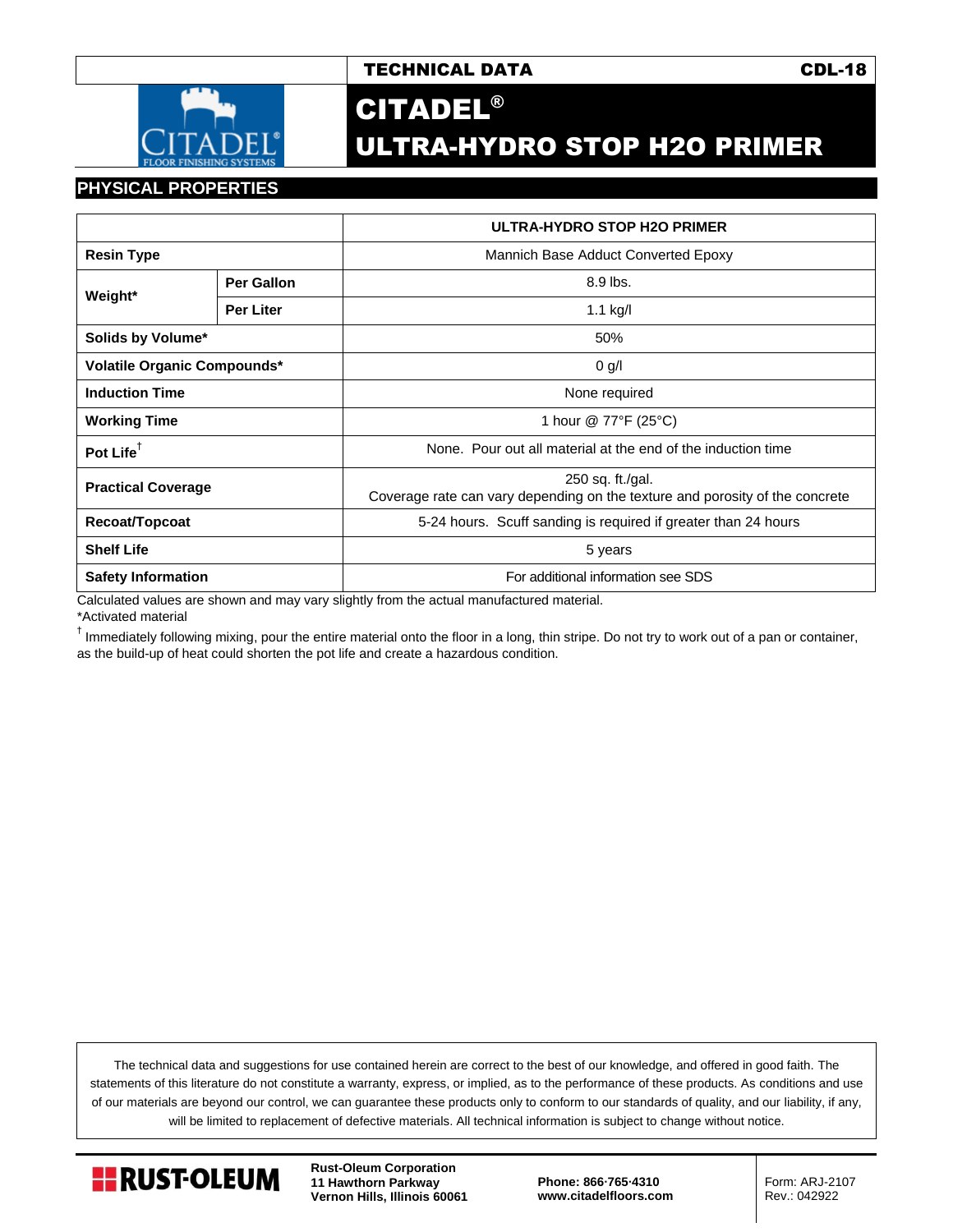TECHNICAL DATA **CDL-18**

# CITADEL®
# ULTRA-HYDRO STOP H2O PRIMER

## PHYSICAL PROPERTIES

| | | ULTRA-HYDRO STOP H2O PRIMER |
|---|---|---|
| **Resin Type** | | Mannich Base Adduct Converted Epoxy |
| **Weight*** | **Per Gallon** | 8.9 lbs. |
| | **Per Liter** | 1.1 kg/l |
| **Solids by Volume*** | | 50% |
| **Volatile Organic Compounds*** | | 0 g/l |
| **Induction Time** | | None required |
| **Working Time** | | 1 hour @ 77°F (25°C) |
| **Pot Life†** | | None. Pour out all material at the end of the induction time |
| **Practical Coverage** | | 250 sq. ft./gal. Coverage rate can vary depending on the texture and porosity of the concrete |
| **Recoat/Topcoat** | | 5-24 hours. Scuff sanding is required if greater than 24 hours |
| **Shelf Life** | | 5 years |
| **Safety Information** | | For additional information see SDS |

Calculated values are shown and may vary slightly from the actual manufactured material.
*Activated material

† Immediately following mixing, pour the entire material onto the floor in a long, thin stripe. Do not try to work out of a pan or container, as the build-up of heat could shorten the pot life and create a hazardous condition.

The technical data and suggestions for use contained herein are correct to the best of our knowledge, and offered in good faith. The statements of this literature do not constitute a warranty, express, or implied, as to the performance of these products. As conditions and use of our materials are beyond our control, we can guarantee these products only to conform to our standards of quality, and our liability, if any, will be limited to replacement of defective materials. All technical information is subject to change without notice.

**Rust-Oleum Corporation**
**11 Hawthorn Parkway**
**Vernon Hills, Illinois 60061**

**Phone: 866·765·4310**
**www.citadelfloors.com**

Form: ARJ-2107
Rev.: 042922